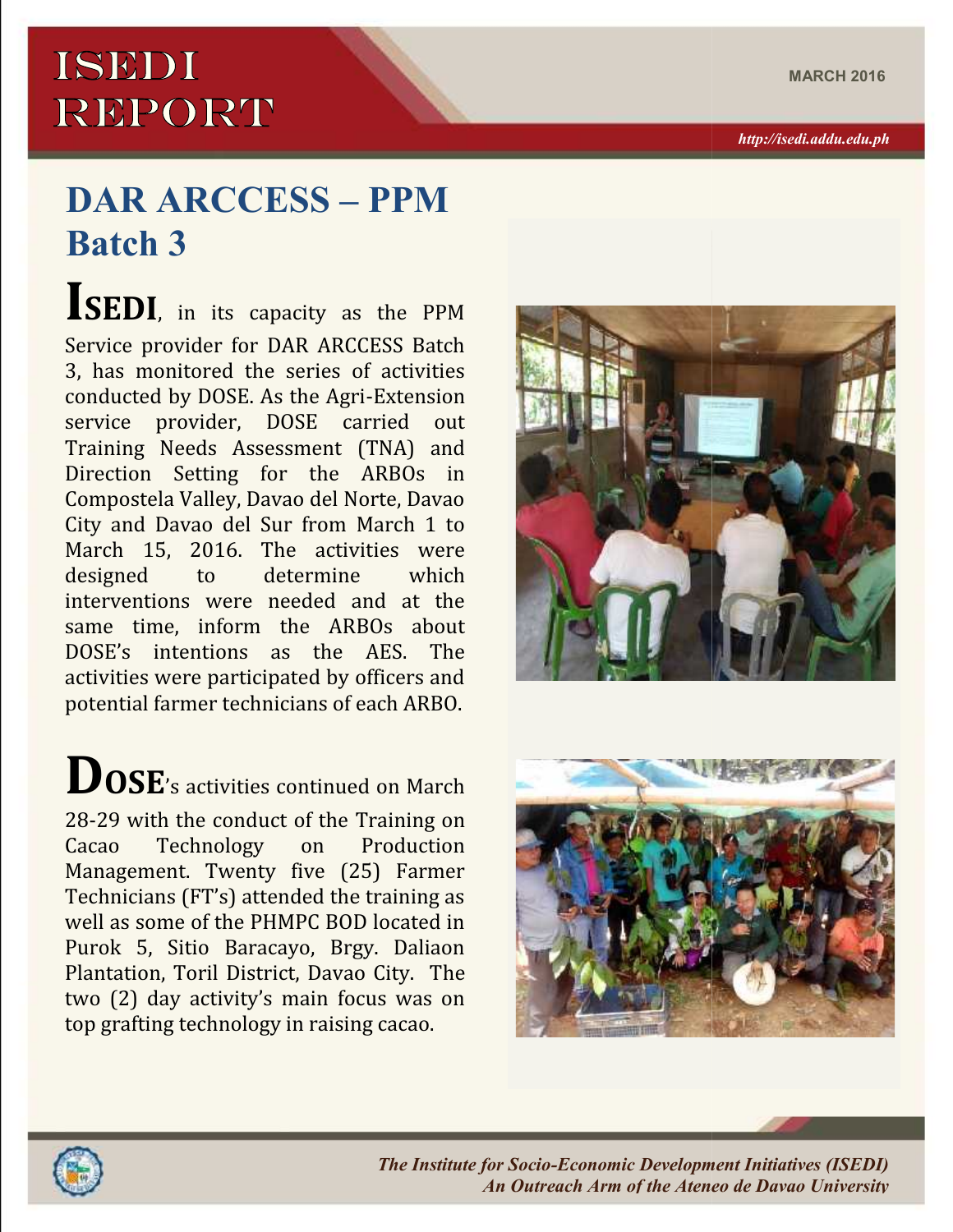# ISEDI REPORT

MARCH 2016

*http://isedi.addu.edu.ph*

## DAR ARCCESS – PPM Batch 3

**ISEDI**, in its capacity as the PPM Service provider for DAR ARCCESS Batch 3, has monitored the series of activities conducted by DOSE. As the Agri-Extension service provider, DOSE carried out Training Needs Assessment (TNA) and Direction Setting for the ARBOs in Compostela Valley, Davao del Norte, Davao City and Davao del Sur from March 1 to March 15, 2016. The activities were designed to determine which interventions were needed and at the same time, inform the ARBOs about DOSE's intentions as the AES. The activities were participated by officers and potential farmer technicians of each ARBO.

**DOSE**'s activities continued on March 28-29 with the conduct of the Training on Cacao Technology on Production Management. Twenty five (25) Farmer Technicians (FT's) attended the training as well as some of the PHMPC BOD located in Purok 5, Sitio Baracayo, Brgy. Daliaon Plantation, Toril District, Davao City. The two (2) day activity's main focus was on top grafting technology in raising cacao.

*The Institute for Socio-Economic Development Initiatives (ISEDI)*
*An Outreach Arm of the Ateneo de Davao University*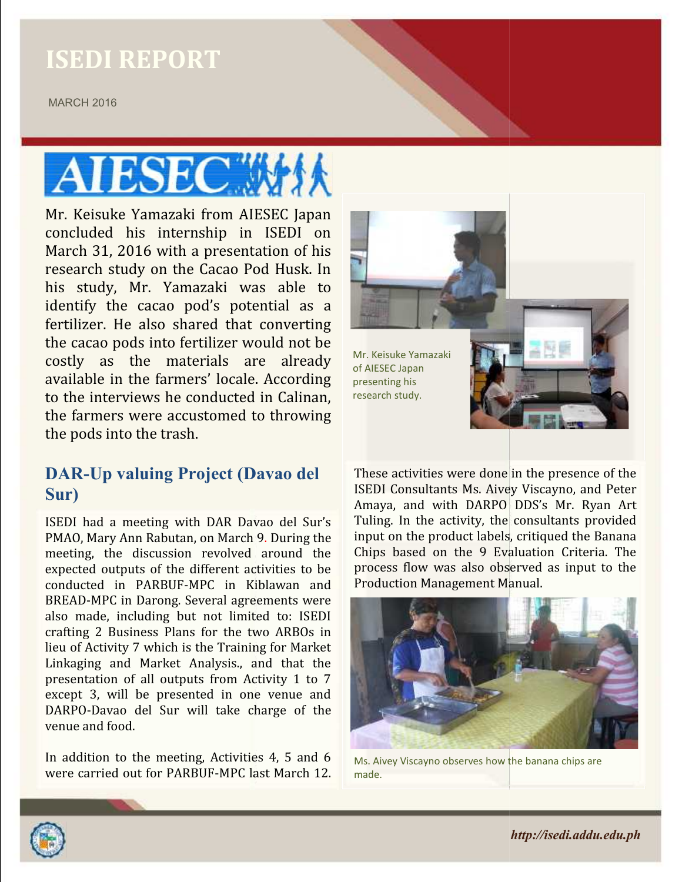# ISEDI REPORT

MARCH 2016

## AIESEC

Mr. Keisuke Yamazaki from AIESEC Japan concluded his internship in ISEDI on March 31, 2016 with a presentation of his research study on the Cacao Pod Husk. In his study, Mr. Yamazaki was able to identify the cacao pod's potential as a fertilizer. He also shared that converting the cacao pods into fertilizer would not be costly as the materials are already available in the farmers' locale. According to the interviews he conducted in Calinan, the farmers were accustomed to throwing the pods into the trash.

Mr. Keisuke Yamazaki of AIESEC Japan presenting his research study.

## DAR-Up valuing Project (Davao del Sur)

ISEDI had a meeting with DAR Davao del Sur's PMAO, Mary Ann Rabutan, on March 9. During the meeting, the discussion revolved around the expected outputs of the different activities to be conducted in PARBUF-MPC in Kiblawan and BREAD-MPC in Darong. Several agreements were also made, including but not limited to: ISEDI crafting 2 Business Plans for the two ARBOs in lieu of Activity 7 which is the Training for Market Linkaging and Market Analysis., and that the presentation of all outputs from Activity 1 to 7 except 3, will be presented in one venue and DARPO-Davao del Sur will take charge of the venue and food.

In addition to the meeting, Activities 4, 5 and 6 were carried out for PARBUF-MPC last March 12. These activities were done in the presence of the ISEDI Consultants Ms. Aivey Viscayno, and Peter Amaya, and with DARPO DDS's Mr. Ryan Art Tuling. In the activity, the consultants provided input on the product labels, critiqued the Banana Chips based on the 9 Evaluation Criteria. The process flow was also observed as input to the Production Management Manual.

Ms. Aivey Viscayno observes how the banana chips are made.

http://isedi.addu.edu.ph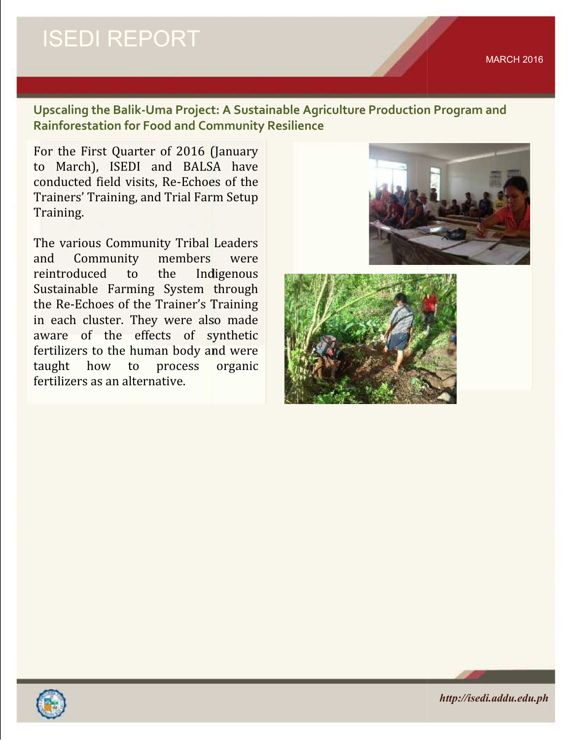## Upscaling the Balik-Uma Project: A Sustainable Agriculture Production Program and Rainforestation for Food and Community Resilience

For the First Quarter of 2016 (January to March), ISEDI and BALSA have conducted field visits, Re-Echoes of the Trainers' Training, and Trial Farm Setup Training.

The various Community Tribal Leaders and Community members were reintroduced to the Indigenous Sustainable Farming System through the Re-Echoes of the Trainer's Training in each cluster. They were also made aware of the effects of synthetic fertilizers to the human body and were taught how to process organic fertilizers as an alternative.